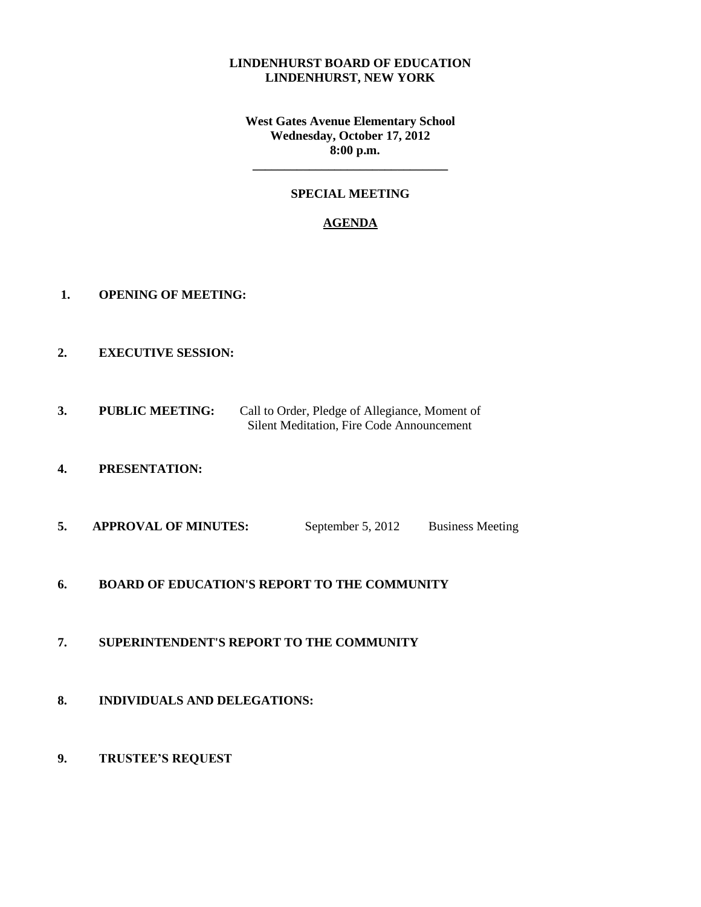**LINDENHURST BOARD OF EDUCATION**
**LINDENHURST, NEW YORK**

**West Gates Avenue Elementary School**
**Wednesday, October 17, 2012**
**8:00 p.m.**

---

**SPECIAL MEETING**

**AGENDA**

1. **OPENING OF MEETING:**

2. **EXECUTIVE SESSION:**

3. **PUBLIC MEETING:** Call to Order, Pledge of Allegiance, Moment of Silent Meditation, Fire Code Announcement

4. **PRESENTATION:**

5. **APPROVAL OF MINUTES:** September 5, 2012 Business Meeting

6. **BOARD OF EDUCATION'S REPORT TO THE COMMUNITY**

7. **SUPERINTENDENT'S REPORT TO THE COMMUNITY**

8. **INDIVIDUALS AND DELEGATIONS:**

9. **TRUSTEE'S REQUEST**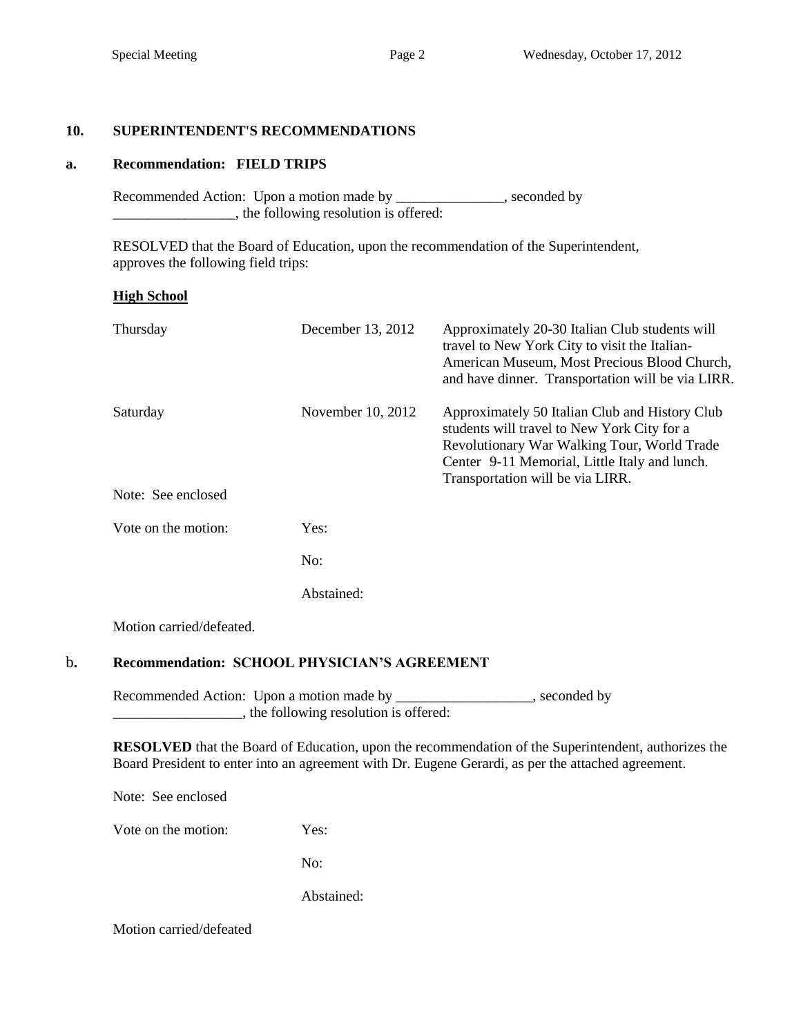## 10. SUPERINTENDENT'S RECOMMENDATIONS

### a. Recommendation: FIELD TRIPS

Recommended Action: Upon a motion made by _______________, seconded by _________________, the following resolution is offered:

RESOLVED that the Board of Education, upon the recommendation of the Superintendent, approves the following field trips:

**High School**

| | | |
|---|---|---|
| Thursday | December 13, 2012 | Approximately 20-30 Italian Club students will travel to New York City to visit the Italian-American Museum, Most Precious Blood Church, and have dinner. Transportation will be via LIRR. |
| Saturday | November 10, 2012 | Approximately 50 Italian Club and History Club students will travel to New York City for a Revolutionary War Walking Tour, World Trade Center 9-11 Memorial, Little Italy and lunch. Transportation will be via LIRR. |

Note: See enclosed

Vote on the motion: Yes:

No:

Abstained:

Motion carried/defeated.

### b. Recommendation: SCHOOL PHYSICIAN'S AGREEMENT

Recommended Action: Upon a motion made by ___________________, seconded by __________________, the following resolution is offered:

**RESOLVED** that the Board of Education, upon the recommendation of the Superintendent, authorizes the Board President to enter into an agreement with Dr. Eugene Gerardi, as per the attached agreement.

Note: See enclosed

Vote on the motion: Yes:

No:

Abstained:

Motion carried/defeated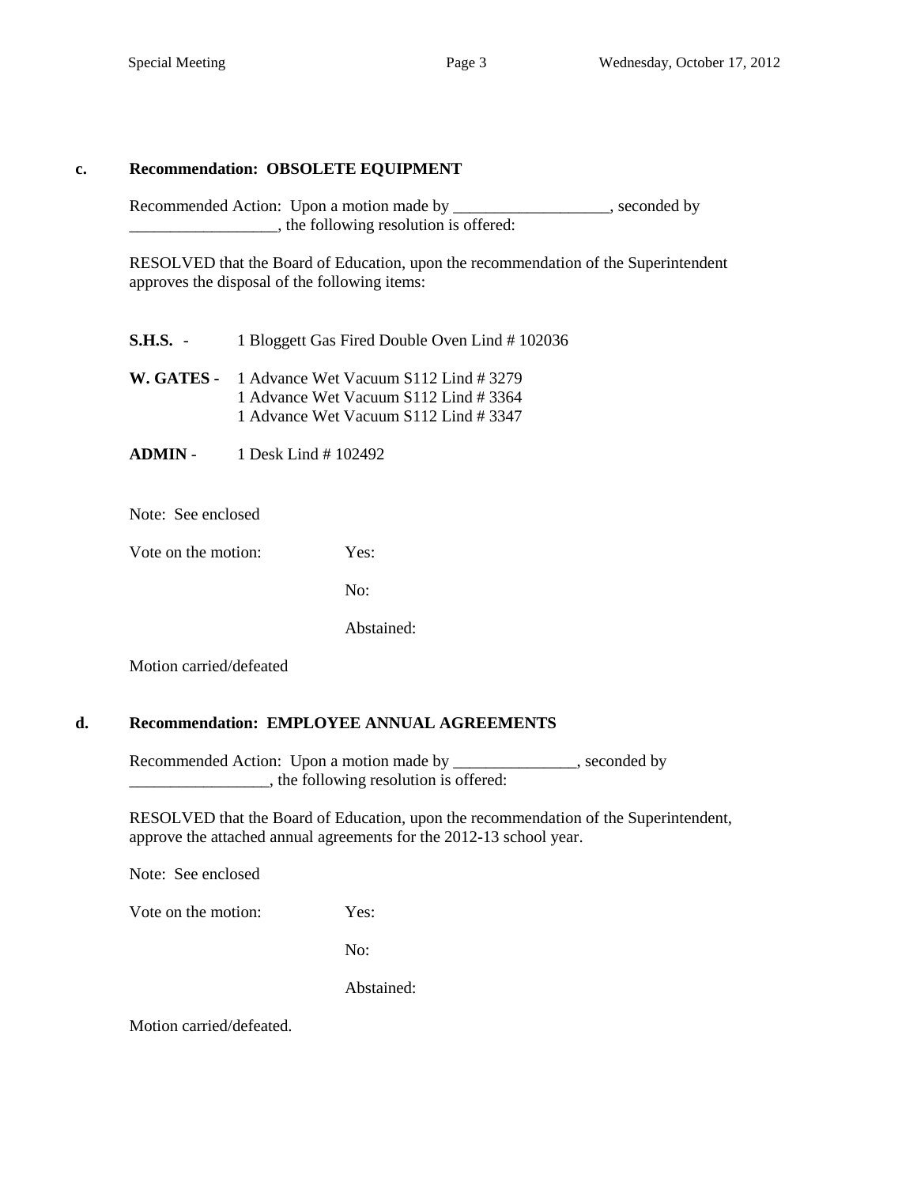**c. Recommendation: OBSOLETE EQUIPMENT**

Recommended Action: Upon a motion made by ___________________, seconded by __________________, the following resolution is offered:

RESOLVED that the Board of Education, upon the recommendation of the Superintendent approves the disposal of the following items:

**S.H.S.** - 1 Bloggett Gas Fired Double Oven Lind # 102036

**W. GATES** - 1 Advance Wet Vacuum S112 Lind # 3279
1 Advance Wet Vacuum S112 Lind # 3364
1 Advance Wet Vacuum S112 Lind # 3347

**ADMIN** - 1 Desk Lind # 102492

Note: See enclosed

Vote on the motion: Yes:

No:

Abstained:

Motion carried/defeated

**d. Recommendation: EMPLOYEE ANNUAL AGREEMENTS**

Recommended Action: Upon a motion made by _______________, seconded by _________________, the following resolution is offered:

RESOLVED that the Board of Education, upon the recommendation of the Superintendent, approve the attached annual agreements for the 2012-13 school year.

Note: See enclosed

Vote on the motion: Yes:

No:

Abstained:

Motion carried/defeated.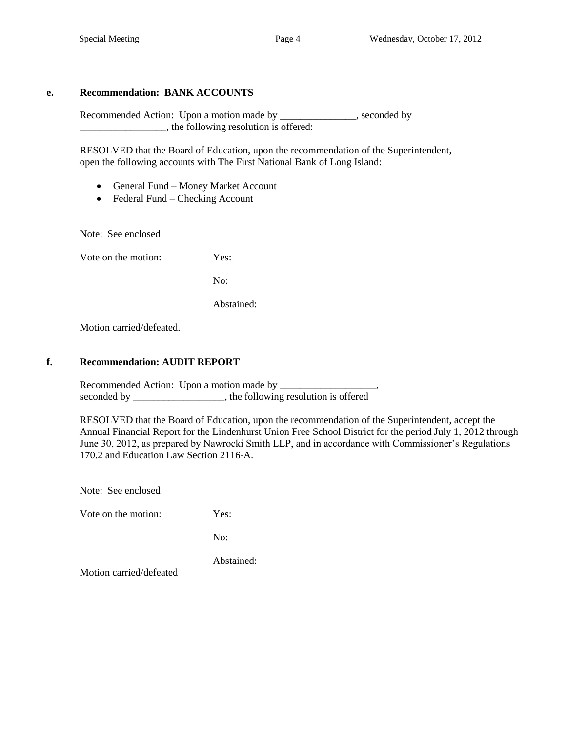**e. Recommendation: BANK ACCOUNTS**

Recommended Action: Upon a motion made by _______________, seconded by _________________, the following resolution is offered:

RESOLVED that the Board of Education, upon the recommendation of the Superintendent, open the following accounts with The First National Bank of Long Island:

- General Fund – Money Market Account
- Federal Fund – Checking Account

Note: See enclosed

Vote on the motion: Yes:

No:

Abstained:

Motion carried/defeated.

**f. Recommendation: AUDIT REPORT**

Recommended Action: Upon a motion made by ___________________, seconded by __________________, the following resolution is offered

RESOLVED that the Board of Education, upon the recommendation of the Superintendent, accept the Annual Financial Report for the Lindenhurst Union Free School District for the period July 1, 2012 through June 30, 2012, as prepared by Nawrocki Smith LLP, and in accordance with Commissioner's Regulations 170.2 and Education Law Section 2116-A.

Note: See enclosed

Vote on the motion: Yes:

No:

Abstained:

Motion carried/defeated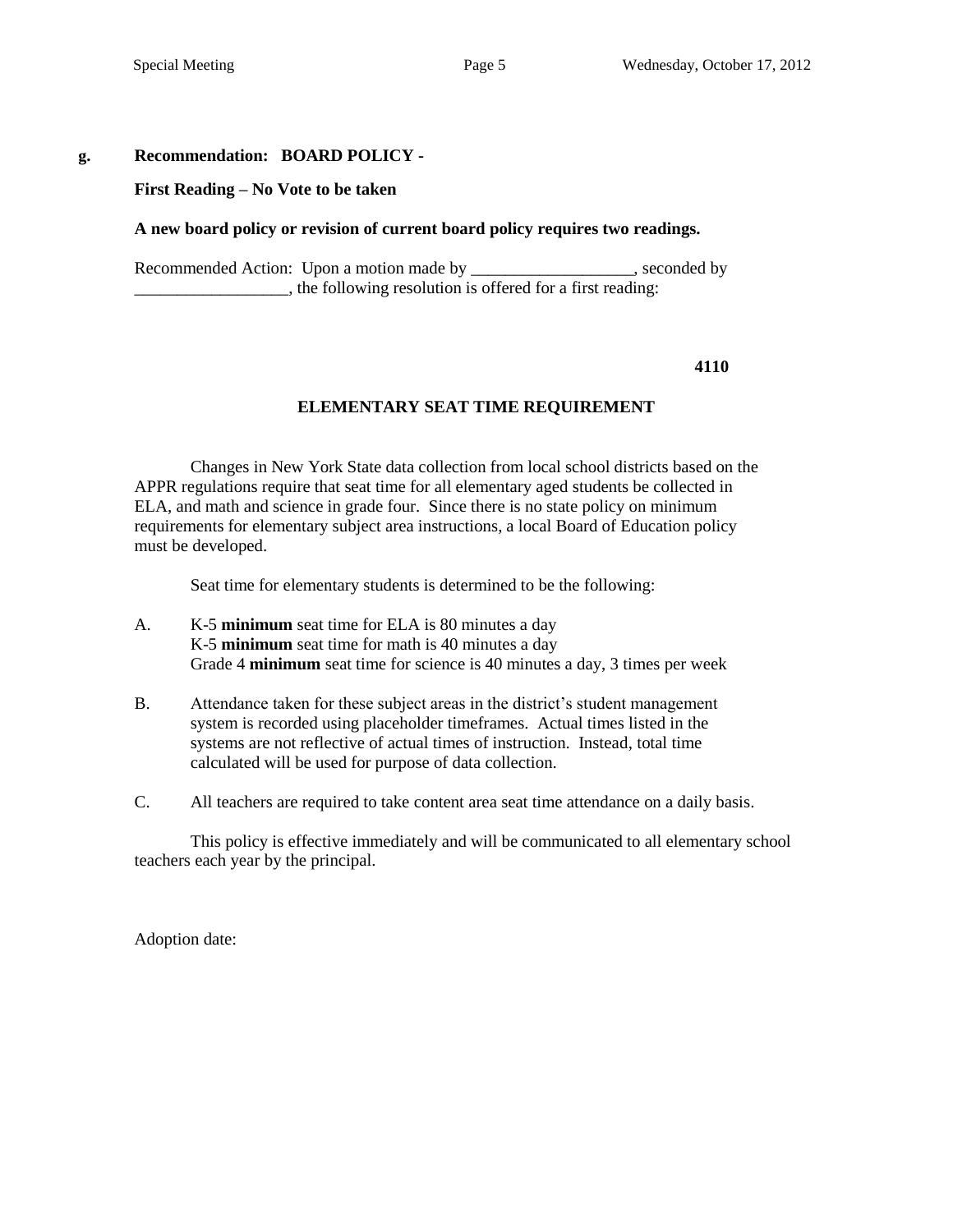**g. Recommendation: BOARD POLICY -**

**First Reading – No Vote to be taken**

**A new board policy or revision of current board policy requires two readings.**

Recommended Action: Upon a motion made by ___________________, seconded by __________________, the following resolution is offered for a first reading:

**4110**

## ELEMENTARY SEAT TIME REQUIREMENT

Changes in New York State data collection from local school districts based on the APPR regulations require that seat time for all elementary aged students be collected in ELA, and math and science in grade four. Since there is no state policy on minimum requirements for elementary subject area instructions, a local Board of Education policy must be developed.

Seat time for elementary students is determined to be the following:

A. K-5 **minimum** seat time for ELA is 80 minutes a day
K-5 **minimum** seat time for math is 40 minutes a day
Grade 4 **minimum** seat time for science is 40 minutes a day, 3 times per week

B. Attendance taken for these subject areas in the district's student management system is recorded using placeholder timeframes. Actual times listed in the systems are not reflective of actual times of instruction. Instead, total time calculated will be used for purpose of data collection.

C. All teachers are required to take content area seat time attendance on a daily basis.

This policy is effective immediately and will be communicated to all elementary school teachers each year by the principal.

Adoption date: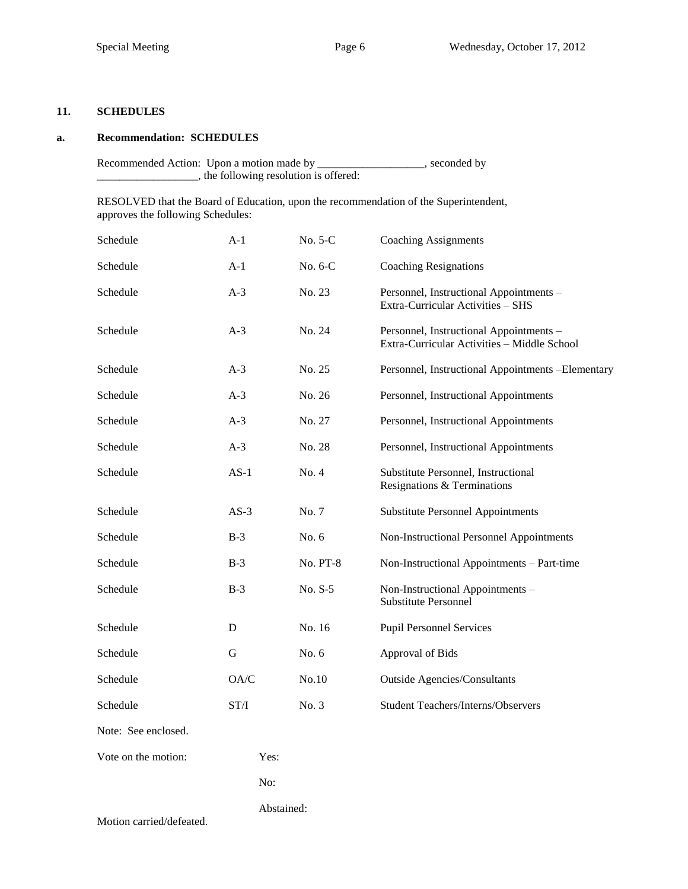## 11. SCHEDULES

### a. Recommendation: SCHEDULES

Recommended Action: Upon a motion made by ___________________, seconded by __________________, the following resolution is offered:

RESOLVED that the Board of Education, upon the recommendation of the Superintendent, approves the following Schedules:

| | | | |
|---|---|---|---|
| Schedule | A-1 | No. 5-C | Coaching Assignments |
| Schedule | A-1 | No. 6-C | Coaching Resignations |
| Schedule | A-3 | No. 23 | Personnel, Instructional Appointments – Extra-Curricular Activities – SHS |
| Schedule | A-3 | No. 24 | Personnel, Instructional Appointments – Extra-Curricular Activities – Middle School |
| Schedule | A-3 | No. 25 | Personnel, Instructional Appointments –Elementary |
| Schedule | A-3 | No. 26 | Personnel, Instructional Appointments |
| Schedule | A-3 | No. 27 | Personnel, Instructional Appointments |
| Schedule | A-3 | No. 28 | Personnel, Instructional Appointments |
| Schedule | AS-1 | No. 4 | Substitute Personnel, Instructional Resignations & Terminations |
| Schedule | AS-3 | No. 7 | Substitute Personnel Appointments |
| Schedule | B-3 | No. 6 | Non-Instructional Personnel Appointments |
| Schedule | B-3 | No. PT-8 | Non-Instructional Appointments – Part-time |
| Schedule | B-3 | No. S-5 | Non-Instructional Appointments – Substitute Personnel |
| Schedule | D | No. 16 | Pupil Personnel Services |
| Schedule | G | No. 6 | Approval of Bids |
| Schedule | OA/C | No.10 | Outside Agencies/Consultants |
| Schedule | ST/I | No. 3 | Student Teachers/Interns/Observers |

Note: See enclosed.

Vote on the motion: Yes:

No:

Abstained:

Motion carried/defeated.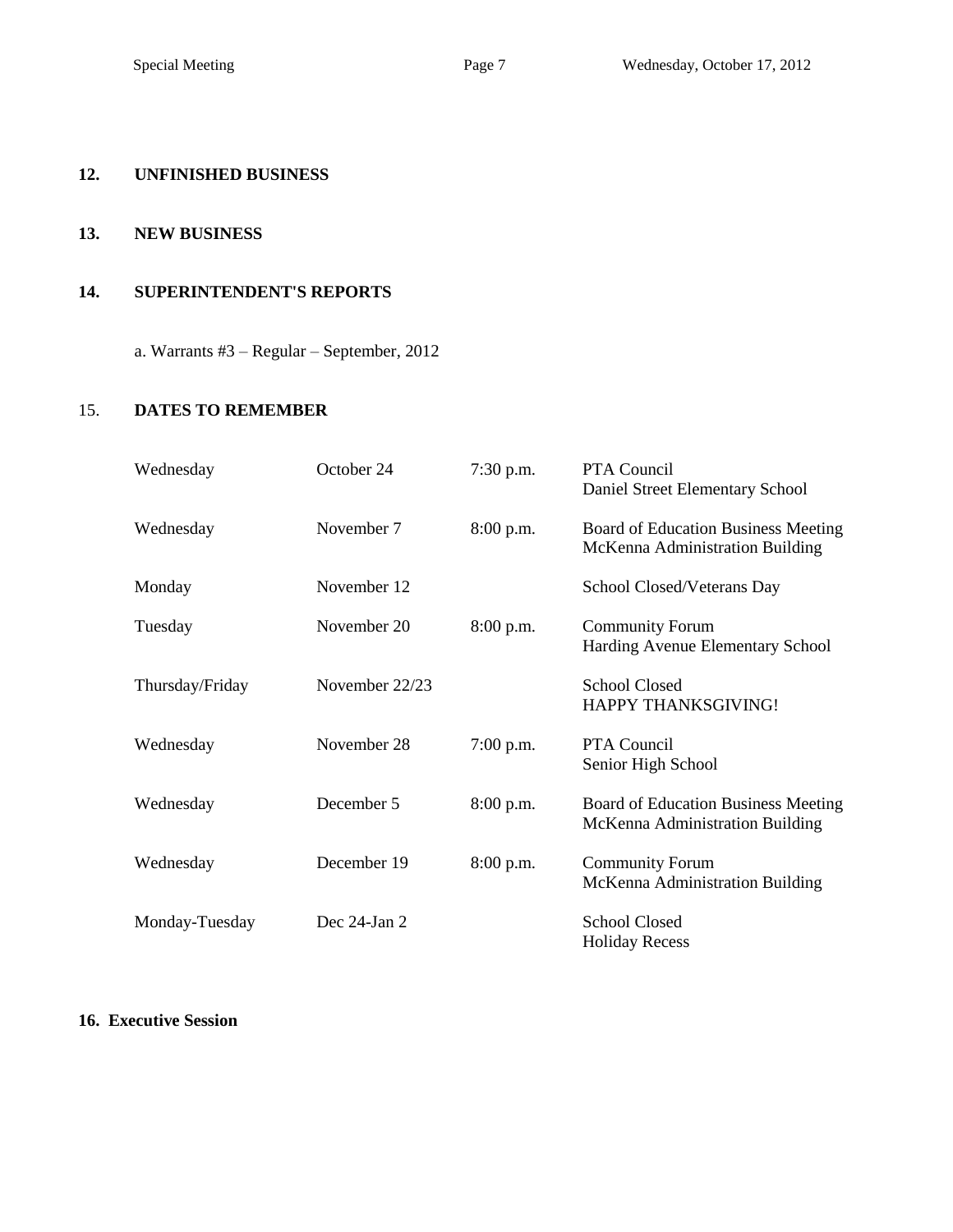## 12. UNFINISHED BUSINESS

## 13. NEW BUSINESS

## 14. SUPERINTENDENT'S REPORTS

a. Warrants #3 – Regular – September, 2012

## 15. DATES TO REMEMBER

| | | | |
|---|---|---|---|
| Wednesday | October 24 | 7:30 p.m. | PTA Council<br>Daniel Street Elementary School |
| Wednesday | November 7 | 8:00 p.m. | Board of Education Business Meeting<br>McKenna Administration Building |
| Monday | November 12 | | School Closed/Veterans Day |
| Tuesday | November 20 | 8:00 p.m. | Community Forum<br>Harding Avenue Elementary School |
| Thursday/Friday | November 22/23 | | School Closed<br>HAPPY THANKSGIVING! |
| Wednesday | November 28 | 7:00 p.m. | PTA Council<br>Senior High School |
| Wednesday | December 5 | 8:00 p.m. | Board of Education Business Meeting<br>McKenna Administration Building |
| Wednesday | December 19 | 8:00 p.m. | Community Forum<br>McKenna Administration Building |
| Monday-Tuesday | Dec 24-Jan 2 | | School Closed<br>Holiday Recess |

## 16. Executive Session